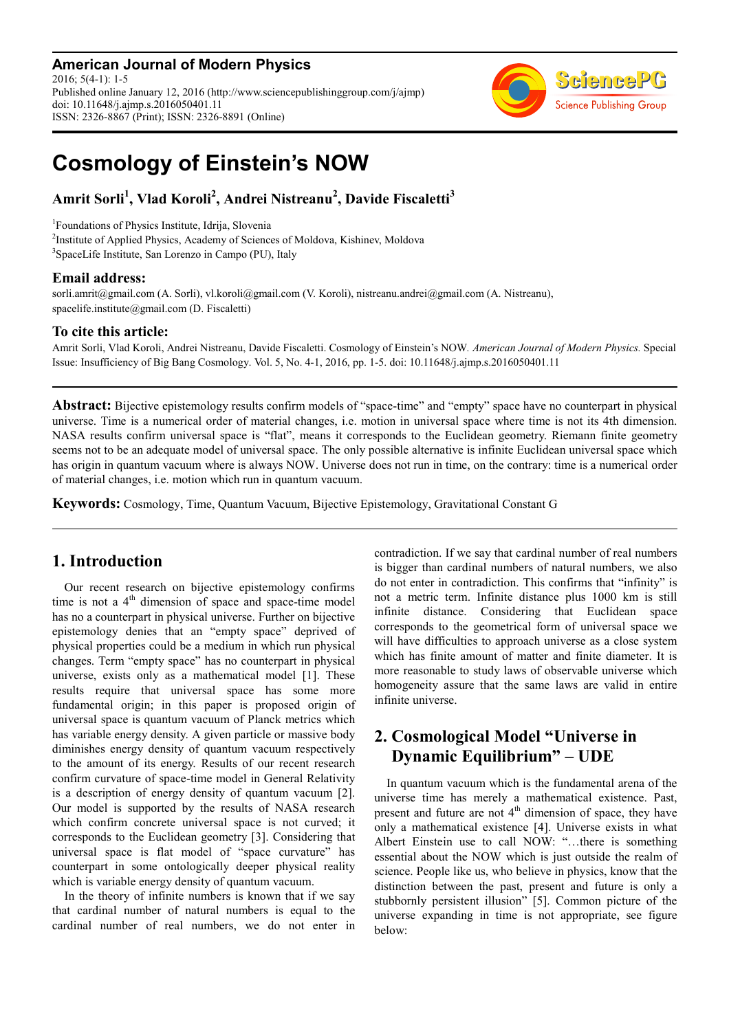# Cosmology of Einstein's NOW

**Amrit Sorli[1], Vlad Koroli[2], Andrei Nistreanu[2], Davide Fiscaletti[3]**

[1]Foundations of Physics Institute, Idrija, Slovenia

[2]Institute of Applied Physics, Academy of Sciences of Moldova, Kishinev, Moldova

[3]SpaceLife Institute, San Lorenzo in Campo (PU), Italy

### Email address:

sorli.amrit@gmail.com (A. Sorli), vl.koroli@gmail.com (V. Koroli), nistreanu.andrei@gmail.com (A. Nistreanu), spacelife.institute@gmail.com (D. Fiscaletti)

### To cite this article:

Amrit Sorli, Vlad Koroli, Andrei Nistreanu, Davide Fiscaletti. Cosmology of Einstein's NOW. *American Journal of Modern Physics.* Special Issue: Insufficiency of Big Bang Cosmology. Vol. 5, No. 4-1, 2016, pp. 1-5. doi: 10.11648/j.ajmp.s.2016050401.11

---

**Abstract:** Bijective epistemology results confirm models of "space-time" and "empty" space have no counterpart in physical universe. Time is a numerical order of material changes, i.e. motion in universal space where time is not its 4th dimension. NASA results confirm universal space is "flat", means it corresponds to the Euclidean geometry. Riemann finite geometry seems not to be an adequate model of universal space. The only possible alternative is infinite Euclidean universal space which has origin in quantum vacuum where is always NOW. Universe does not run in time, on the contrary: time is a numerical order of material changes, i.e. motion which run in quantum vacuum.

**Keywords:** Cosmology, Time, Quantum Vacuum, Bijective Epistemology, Gravitational Constant G

---

## 1. Introduction

Our recent research on bijective epistemology confirms time is not a 4$^{th}$ dimension of space and space-time model has no a counterpart in physical universe. Further on bijective epistemology denies that an "empty space" deprived of physical properties could be a medium in which run physical changes. Term "empty space" has no counterpart in physical universe, exists only as a mathematical model [1]. These results require that universal space has some more fundamental origin; in this paper is proposed origin of universal space is quantum vacuum of Planck metrics which has variable energy density. A given particle or massive body diminishes energy density of quantum vacuum respectively to the amount of its energy. Results of our recent research confirm curvature of space-time model in General Relativity is a description of energy density of quantum vacuum [2]. Our model is supported by the results of NASA research which confirm concrete universal space is not curved; it corresponds to the Euclidean geometry [3]. Considering that universal space is flat model of "space curvature" has counterpart in some ontologically deeper physical reality which is variable energy density of quantum vacuum.

In the theory of infinite numbers is known that if we say that cardinal number of natural numbers is equal to the cardinal number of real numbers, we do not enter in contradiction. If we say that cardinal number of real numbers is bigger than cardinal numbers of natural numbers, we also do not enter in contradiction. This confirms that "infinity" is not a metric term. Infinite distance plus 1000 km is still infinite distance. Considering that Euclidean space corresponds to the geometrical form of universal space we will have difficulties to approach universe as a close system which has finite amount of matter and finite diameter. It is more reasonable to study laws of observable universe which homogeneity assure that the same laws are valid in entire infinite universe.

## 2. Cosmological Model "Universe in Dynamic Equilibrium" – UDE

In quantum vacuum which is the fundamental arena of the universe time has merely a mathematical existence. Past, present and future are not 4$^{th}$ dimension of space, they have only a mathematical existence [4]. Universe exists in what Albert Einstein use to call NOW: "…there is something essential about the NOW which is just outside the realm of science. People like us, who believe in physics, know that the distinction between the past, present and future is only a stubbornly persistent illusion" [5]. Common picture of the universe expanding in time is not appropriate, see figure below: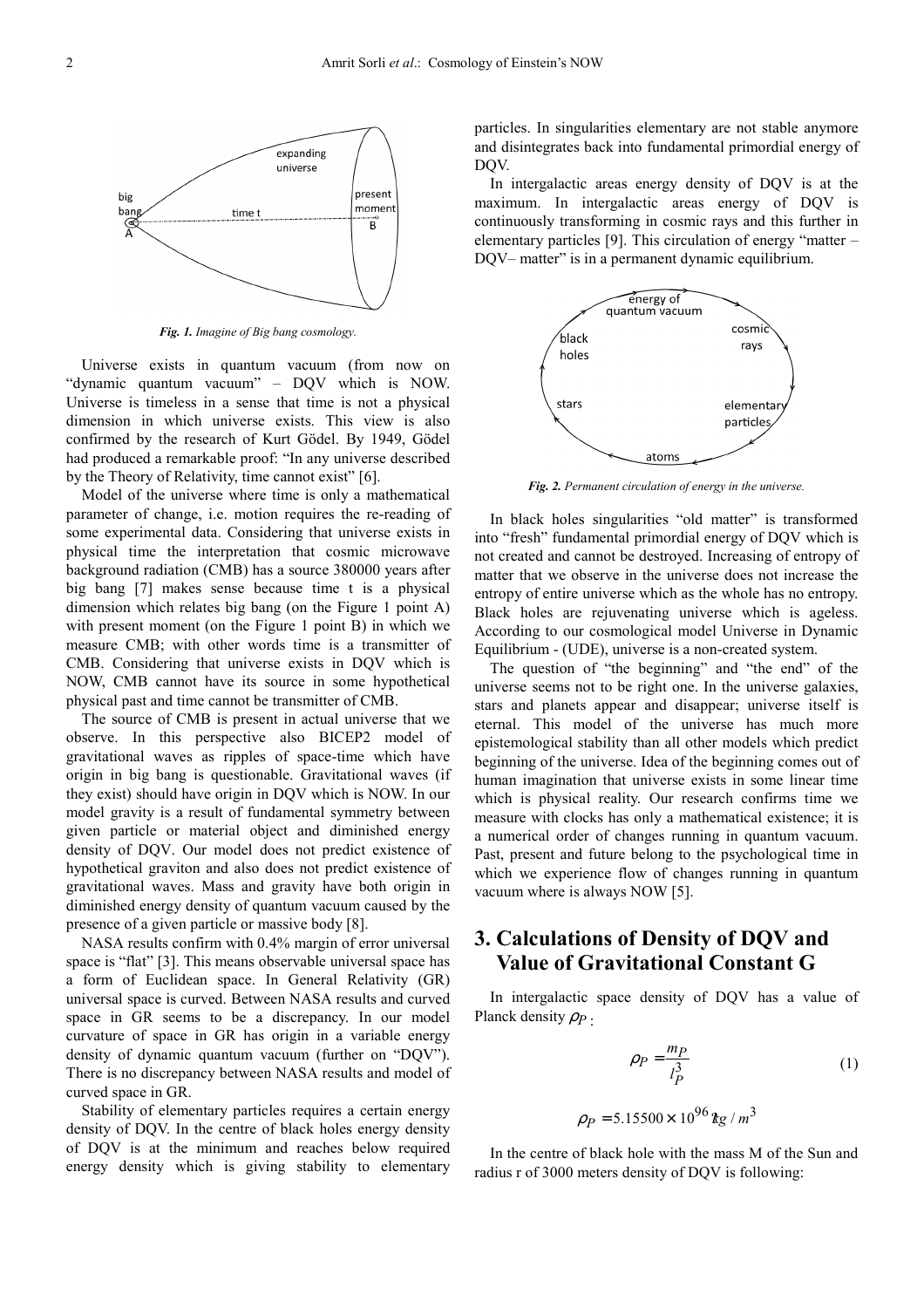*Fig. 1. Imagine of Big bang cosmology.*

Universe exists in quantum vacuum (from now on "dynamic quantum vacuum" – DQV which is NOW. Universe is timeless in a sense that time is not a physical dimension in which universe exists. This view is also confirmed by the research of Kurt Gödel. By 1949, Gödel had produced a remarkable proof: "In any universe described by the Theory of Relativity, time cannot exist" [6].

Model of the universe where time is only a mathematical parameter of change, i.e. motion requires the re-reading of some experimental data. Considering that universe exists in physical time the interpretation that cosmic microwave background radiation (CMB) has a source 380000 years after big bang [7] makes sense because time t is a physical dimension which relates big bang (on the Figure 1 point A) with present moment (on the Figure 1 point B) in which we measure CMB; with other words time is a transmitter of CMB. Considering that universe exists in DQV which is NOW, CMB cannot have its source in some hypothetical physical past and time cannot be transmitter of CMB.

The source of CMB is present in actual universe that we observe. In this perspective also BICEP2 model of gravitational waves as ripples of space-time which have origin in big bang is questionable. Gravitational waves (if they exist) should have origin in DQV which is NOW. In our model gravity is a result of fundamental symmetry between given particle or material object and diminished energy density of DQV. Our model does not predict existence of hypothetical graviton and also does not predict existence of gravitational waves. Mass and gravity have both origin in diminished energy density of quantum vacuum caused by the presence of a given particle or massive body [8].

NASA results confirm with 0.4% margin of error universal space is "flat" [3]. This means observable universal space has a form of Euclidean space. In General Relativity (GR) universal space is curved. Between NASA results and curved space in GR seems to be a discrepancy. In our model curvature of space in GR has origin in a variable energy density of dynamic quantum vacuum (further on "DQV"). There is no discrepancy between NASA results and model of curved space in GR.

Stability of elementary particles requires a certain energy density of DQV. In the centre of black holes energy density of DQV is at the minimum and reaches below required energy density which is giving stability to elementary particles. In singularities elementary are not stable anymore and disintegrates back into fundamental primordial energy of DQV.

In intergalactic areas energy density of DQV is at the maximum. In intergalactic areas energy of DQV is continuously transforming in cosmic rays and this further in elementary particles [9]. This circulation of energy "matter – DQV– matter" is in a permanent dynamic equilibrium.

*Fig. 2. Permanent circulation of energy in the universe.*

In black holes singularities "old matter" is transformed into "fresh" fundamental primordial energy of DQV which is not created and cannot be destroyed. Increasing of entropy of matter that we observe in the universe does not increase the entropy of entire universe which as the whole has no entropy. Black holes are rejuvenating universe which is ageless. According to our cosmological model Universe in Dynamic Equilibrium - (UDE), universe is a non-created system.

The question of "the beginning" and "the end" of the universe seems not to be right one. In the universe galaxies, stars and planets appear and disappear; universe itself is eternal. This model of the universe has much more epistemological stability than all other models which predict beginning of the universe. Idea of the beginning comes out of human imagination that universe exists in some linear time which is physical reality. Our research confirms time we measure with clocks has only a mathematical existence; it is a numerical order of changes running in quantum vacuum. Past, present and future belong to the psychological time in which we experience flow of changes running in quantum vacuum where is always NOW [5].

## 3. Calculations of Density of DQV and Value of Gravitational Constant G

In intergalactic space density of DQV has a value of Planck density $\rho_P$:

$$\rho_P = \frac{m_P}{l_P^3} \tag{1}$$

$$\rho_P = 5.15500 \times 10^{96} kg/m^3$$

In the centre of black hole with the mass M of the Sun and radius r of 3000 meters density of DQV is following: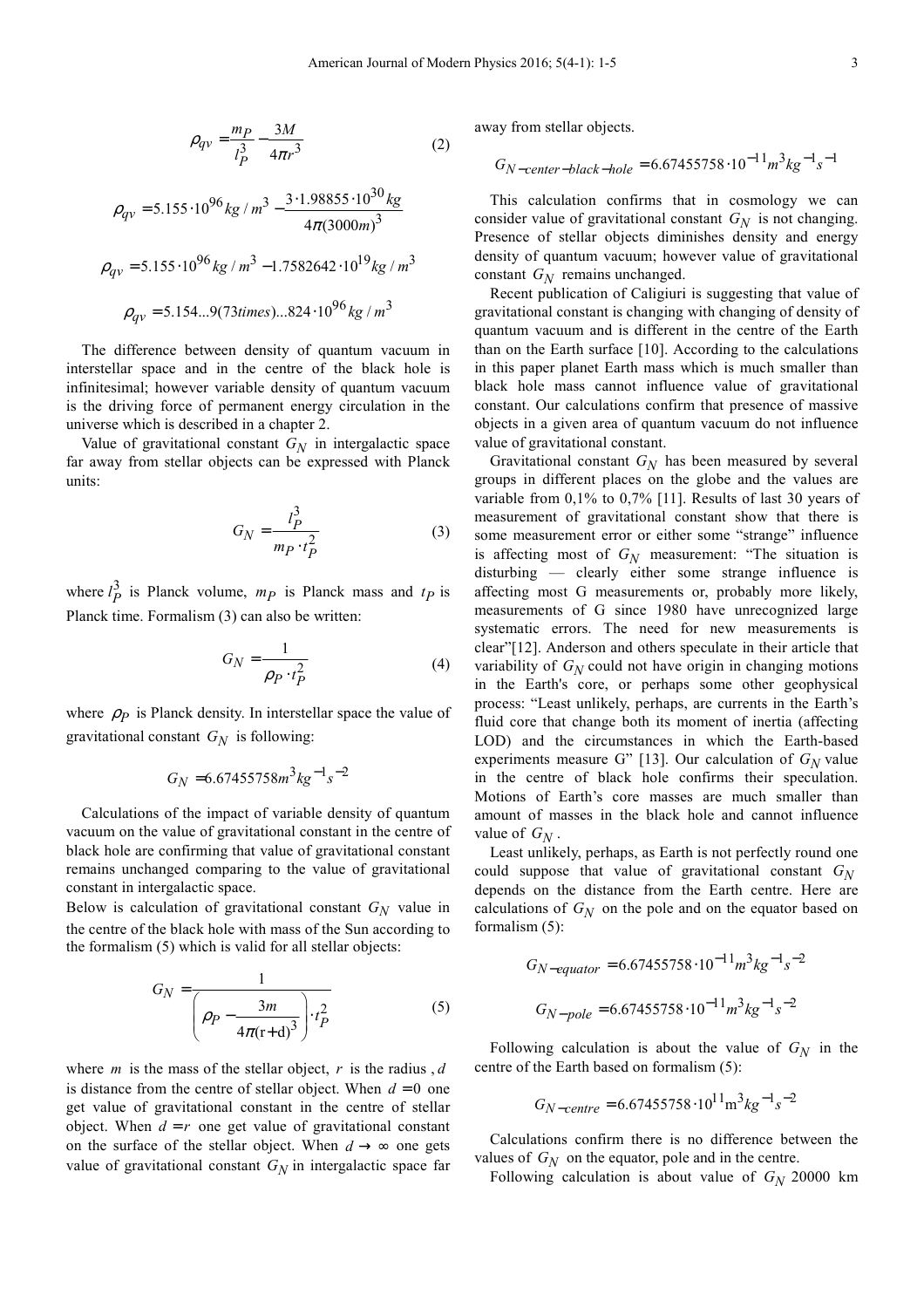$$\rho_{qv} = \frac{m_P}{l_P^3} - \frac{3M}{4\pi r^3} \quad (2)$$

$$\rho_{qv} = 5.155 \cdot 10^{96} kg/m^3 - \frac{3 \cdot 1.98855 \cdot 10^{30} kg}{4\pi (3000m)^3}$$

$$\rho_{qv} = 5.155 \cdot 10^{96} kg/m^3 - 1.7582642 \cdot 10^{19} kg/m^3$$

$$\rho_{qv} = 5.154...9(73 times)...824 \cdot 10^{96} kg/m^3$$

The difference between density of quantum vacuum in interstellar space and in the centre of the black hole is infinitesimal; however variable density of quantum vacuum is the driving force of permanent energy circulation in the universe which is described in a chapter 2.

Value of gravitational constant $G_N$ in intergalactic space far away from stellar objects can be expressed with Planck units:

$$G_N = \frac{l_P^3}{m_P \cdot t_P^2} \quad (3)$$

where $l_P^3$ is Planck volume, $m_P$ is Planck mass and $t_P$ is Planck time. Formalism (3) can also be written:

$$G_N = \frac{1}{\rho_P \cdot t_P^2} \quad (4)$$

where $\rho_P$ is Planck density. In interstellar space the value of gravitational constant $G_N$ is following:

$$G_N = 6.67455758 m^3 kg^{-1} s^{-2}$$

Calculations of the impact of variable density of quantum vacuum on the value of gravitational constant in the centre of black hole are confirming that value of gravitational constant remains unchanged comparing to the value of gravitational constant in intergalactic space.

Below is calculation of gravitational constant $G_N$ value in the centre of the black hole with mass of the Sun according to the formalism (5) which is valid for all stellar objects:

$$G_N = \frac{1}{\left(\rho_P - \frac{3m}{4\pi (r+d)^3}\right) \cdot t_P^2} \quad (5)$$

where $m$ is the mass of the stellar object, $r$ is the radius , $d$ is distance from the centre of stellar object. When $d = 0$ one get value of gravitational constant in the centre of stellar object. When $d = r$ one get value of gravitational constant on the surface of the stellar object. When $d \to \infty$ one gets value of gravitational constant $G_N$ in intergalactic space far away from stellar objects.

$$G_{N-center-black-hole} = 6.67455758 \cdot 10^{-11} m^3 kg^{-1} s^{-1}$$

This calculation confirms that in cosmology we can consider value of gravitational constant $G_N$ is not changing. Presence of stellar objects diminishes density and energy density of quantum vacuum; however value of gravitational constant $G_N$ remains unchanged.

Recent publication of Caligiuri is suggesting that value of gravitational constant is changing with changing of density of quantum vacuum and is different in the centre of the Earth than on the Earth surface [10]. According to the calculations in this paper planet Earth mass which is much smaller than black hole mass cannot influence value of gravitational constant. Our calculations confirm that presence of massive objects in a given area of quantum vacuum do not influence value of gravitational constant.

Gravitational constant $G_N$ has been measured by several groups in different places on the globe and the values are variable from 0,1% to 0,7% [11]. Results of last 30 years of measurement of gravitational constant show that there is some measurement error or either some "strange" influence is affecting most of $G_N$ measurement: "The situation is disturbing — clearly either some strange influence is affecting most G measurements or, probably more likely, measurements of G since 1980 have unrecognized large systematic errors. The need for new measurements is clear"[12]. Anderson and others speculate in their article that variability of $G_N$ could not have origin in changing motions in the Earth's core, or perhaps some other geophysical process: "Least unlikely, perhaps, are currents in the Earth's fluid core that change both its moment of inertia (affecting LOD) and the circumstances in which the Earth-based experiments measure G" [13]. Our calculation of $G_N$ value in the centre of black hole confirms their speculation. Motions of Earth's core masses are much smaller than amount of masses in the black hole and cannot influence value of $G_N$.

Least unlikely, perhaps, as Earth is not perfectly round one could suppose that value of gravitational constant $G_N$ depends on the distance from the Earth centre. Here are calculations of $G_N$ on the pole and on the equator based on formalism (5):

$$G_{N-equator} = 6.67455758 \cdot 10^{-11} m^3 kg^{-1} s^{-2}$$

$$G_{N-pole} = 6.67455758 \cdot 10^{-11} m^3 kg^{-1} s^{-2}$$

Following calculation is about the value of $G_N$ in the centre of the Earth based on formalism (5):

$$G_{N-centre} = 6.67455758 \cdot 10^{11} m^3 kg^{-1} s^{-2}$$

Calculations confirm there is no difference between the values of $G_N$ on the equator, pole and in the centre.

Following calculation is about value of $G_N$ 20000 km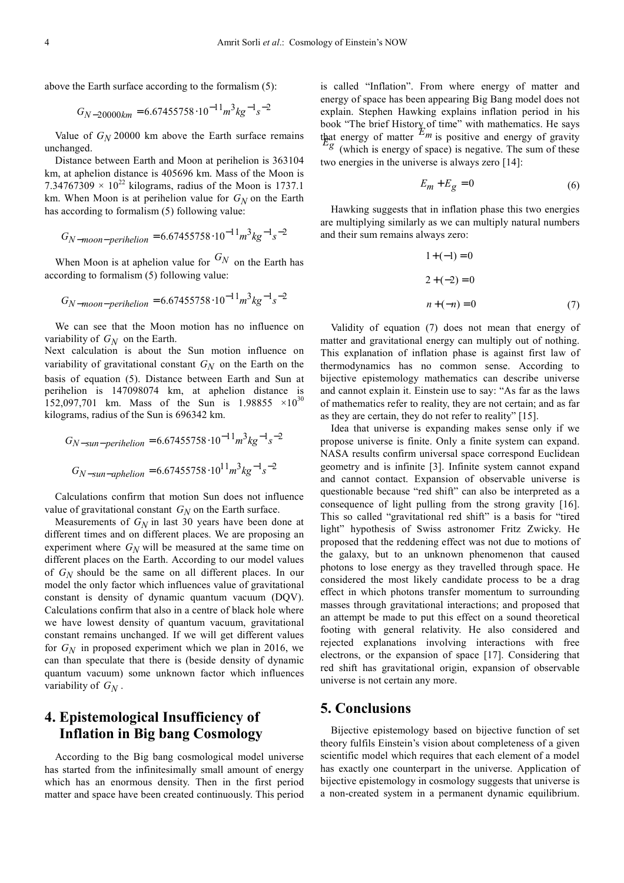above the Earth surface according to the formalism (5):

$$G_{N-20000km} = 6.67455758 \cdot 10^{-11} m^3 kg^{-1} s^{-2}$$

Value of $G_N$ 20000 km above the Earth surface remains unchanged.

Distance between Earth and Moon at perihelion is 363104 km, at aphelion distance is 405696 km. Mass of the Moon is 7.34767309 × 10$^{22}$ kilograms, radius of the Moon is 1737.1 km. When Moon is at perihelion value for $G_N$ on the Earth has according to formalism (5) following value:

$$G_{N-moon-perihelion} = 6.67455758 \cdot 10^{-11} m^3 kg^{-1} s^{-2}$$

When Moon is at aphelion value for $G_N$ on the Earth has according to formalism (5) following value:

$$G_{N-moon-perihelion} = 6.67455758 \cdot 10^{-11} m^3 kg^{-1} s^{-2}$$

We can see that the Moon motion has no influence on variability of $G_N$ on the Earth.

Next calculation is about the Sun motion influence on variability of gravitational constant $G_N$ on the Earth on the basis of equation (5). Distance between Earth and Sun at perihelion is 147098074 km, at aphelion distance is 152,097,701 km. Mass of the Sun is 1.98855 ×10$^{30}$ kilograms, radius of the Sun is 696342 km.

$$G_{N-sun-perihelion} = 6.67455758 \cdot 10^{-11} m^3 kg^{-1} s^{-2}$$

$$G_{N-sun-aphelion} = 6.67455758 \cdot 10^{11} m^3 kg^{-1} s^{-2}$$

Calculations confirm that motion Sun does not influence value of gravitational constant $G_N$ on the Earth surface.

Measurements of $G_N$ in last 30 years have been done at different times and on different places. We are proposing an experiment where $G_N$ will be measured at the same time on different places on the Earth. According to our model values of $G_N$ should be the same on all different places. In our model the only factor which influences value of gravitational constant is density of dynamic quantum vacuum (DQV). Calculations confirm that also in a centre of black hole where we have lowest density of quantum vacuum, gravitational constant remains unchanged. If we will get different values for $G_N$ in proposed experiment which we plan in 2016, we can than speculate that there is (beside density of dynamic quantum vacuum) some unknown factor which influences variability of $G_N$.

## 4. Epistemological Insufficiency of Inflation in Big bang Cosmology

According to the Big bang cosmological model universe has started from the infinitesimally small amount of energy which has an enormous density. Then in the first period matter and space have been created continuously. This period is called "Inflation". From where energy of matter and energy of space has been appearing Big Bang model does not explain. Stephen Hawking explains inflation period in his book "The brief History of time" with mathematics. He says that energy of matter $E_m$ is positive and energy of gravity $E_g$ (which is energy of space) is negative. The sum of these two energies in the universe is always zero [14]:

$$E_m + E_g = 0 \tag{6}$$

Hawking suggests that in inflation phase this two energies are multiplying similarly as we can multiply natural numbers and their sum remains always zero:

$$1 + (-1) = 0$$

$$2 + (-2) = 0$$

$$n + (-n) = 0 \tag{7}$$

Validity of equation (7) does not mean that energy of matter and gravitational energy can multiply out of nothing. This explanation of inflation phase is against first law of thermodynamics has no common sense. According to bijective epistemology mathematics can describe universe and cannot explain it. Einstein use to say: "As far as the laws of mathematics refer to reality, they are not certain; and as far as they are certain, they do not refer to reality" [15].

Idea that universe is expanding makes sense only if we propose universe is finite. Only a finite system can expand. NASA results confirm universal space correspond Euclidean geometry and is infinite [3]. Infinite system cannot expand and cannot contact. Expansion of observable universe is questionable because "red shift" can also be interpreted as a consequence of light pulling from the strong gravity [16]. This so called "gravitational red shift" is a basis for "tired light" hypothesis of Swiss astronomer Fritz Zwicky. He proposed that the reddening effect was not due to motions of the galaxy, but to an unknown phenomenon that caused photons to lose energy as they travelled through space. He considered the most likely candidate process to be a drag effect in which photons transfer momentum to surrounding masses through gravitational interactions; and proposed that an attempt be made to put this effect on a sound theoretical footing with general relativity. He also considered and rejected explanations involving interactions with free electrons, or the expansion of space [17]. Considering that red shift has gravitational origin, expansion of observable universe is not certain any more.

## 5. Conclusions

Bijective epistemology based on bijective function of set theory fulfils Einstein's vision about completeness of a given scientific model which requires that each element of a model has exactly one counterpart in the universe. Application of bijective epistemology in cosmology suggests that universe is a non-created system in a permanent dynamic equilibrium.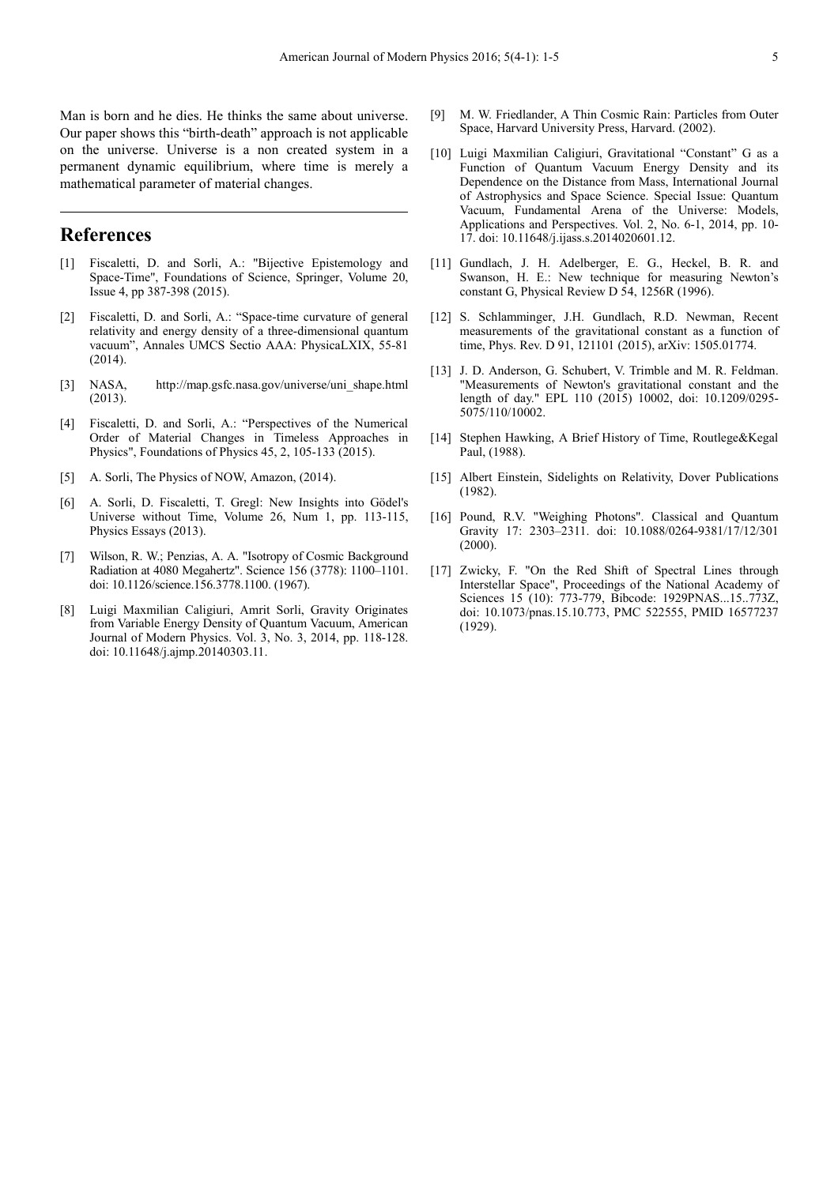Man is born and he dies. He thinks the same about universe. Our paper shows this "birth-death" approach is not applicable on the universe. Universe is a non created system in a permanent dynamic equilibrium, where time is merely a mathematical parameter of material changes.

## References

[1] Fiscaletti, D. and Sorli, A.: "Bijective Epistemology and Space-Time", Foundations of Science, Springer, Volume 20, Issue 4, pp 387-398 (2015).

[2] Fiscaletti, D. and Sorli, A.: "Space-time curvature of general relativity and energy density of a three-dimensional quantum vacuum", Annales UMCS Sectio AAA: PhysicaLXIX, 55-81 (2014).

[3] NASA, http://map.gsfc.nasa.gov/universe/uni_shape.html (2013).

[4] Fiscaletti, D. and Sorli, A.: "Perspectives of the Numerical Order of Material Changes in Timeless Approaches in Physics", Foundations of Physics 45, 2, 105-133 (2015).

[5] A. Sorli, The Physics of NOW, Amazon, (2014).

[6] A. Sorli, D. Fiscaletti, T. Gregl: New Insights into Gödel's Universe without Time, Volume 26, Num 1, pp. 113-115, Physics Essays (2013).

[7] Wilson, R. W.; Penzias, A. A. "Isotropy of Cosmic Background Radiation at 4080 Megahertz". Science 156 (3778): 1100–1101. doi: 10.1126/science.156.3778.1100. (1967).

[8] Luigi Maxmilian Caligiuri, Amrit Sorli, Gravity Originates from Variable Energy Density of Quantum Vacuum, American Journal of Modern Physics. Vol. 3, No. 3, 2014, pp. 118-128. doi: 10.11648/j.ajmp.20140303.11.

[9] M. W. Friedlander, A Thin Cosmic Rain: Particles from Outer Space, Harvard University Press, Harvard. (2002).

[10] Luigi Maxmilian Caligiuri, Gravitational "Constant" G as a Function of Quantum Vacuum Energy Density and its Dependence on the Distance from Mass, International Journal of Astrophysics and Space Science. Special Issue: Quantum Vacuum, Fundamental Arena of the Universe: Models, Applications and Perspectives. Vol. 2, No. 6-1, 2014, pp. 10-17. doi: 10.11648/j.ijass.s.2014020601.12.

[11] Gundlach, J. H. Adelberger, E. G., Heckel, B. R. and Swanson, H. E.: New technique for measuring Newton's constant G, Physical Review D 54, 1256R (1996).

[12] S. Schlamminger, J.H. Gundlach, R.D. Newman, Recent measurements of the gravitational constant as a function of time, Phys. Rev. D 91, 121101 (2015), arXiv: 1505.01774.

[13] J. D. Anderson, G. Schubert, V. Trimble and M. R. Feldman. "Measurements of Newton's gravitational constant and the length of day." EPL 110 (2015) 10002, doi: 10.1209/0295-5075/110/10002.

[14] Stephen Hawking, A Brief History of Time, Routlege&Kegal Paul, (1988).

[15] Albert Einstein, Sidelights on Relativity, Dover Publications (1982).

[16] Pound, R.V. "Weighing Photons". Classical and Quantum Gravity 17: 2303–2311. doi: 10.1088/0264-9381/17/12/301 (2000).

[17] Zwicky, F. "On the Red Shift of Spectral Lines through Interstellar Space", Proceedings of the National Academy of Sciences 15 (10): 773-779, Bibcode: 1929PNAS...15..773Z, doi: 10.1073/pnas.15.10.773, PMC 522555, PMID 16577237 (1929).